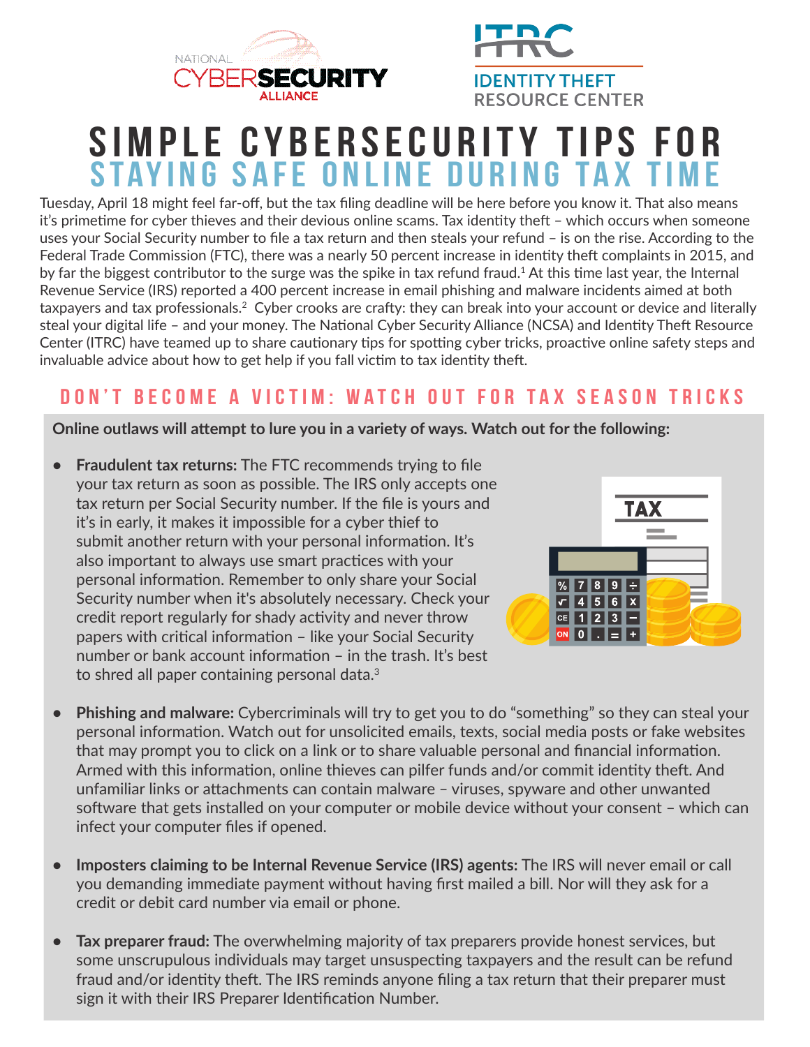# SIMPLE CYBERSECURITY TIPS FOR STAYING SAFE ONLINE DURING TAX TIME

Tuesday, April 18 might feel far-off, but the tax filing deadline will be here before you know it. That also means it's primetime for cyber thieves and their devious online scams. Tax identity theft – which occurs when someone uses your Social Security number to file a tax return and then steals your refund – is on the rise. According to the Federal Trade Commission (FTC), there was a nearly 50 percent increase in identity theft complaints in 2015, and by far the biggest contributor to the surge was the spike in tax refund fraud.[1] At this time last year, the Internal Revenue Service (IRS) reported a 400 percent increase in email phishing and malware incidents aimed at both taxpayers and tax professionals.[2] Cyber crooks are crafty: they can break into your account or device and literally steal your digital life – and your money. The National Cyber Security Alliance (NCSA) and Identity Theft Resource Center (ITRC) have teamed up to share cautionary tips for spotting cyber tricks, proactive online safety steps and invaluable advice about how to get help if you fall victim to tax identity theft.

## DON'T BECOME A VICTIM: WATCH OUT FOR TAX SEASON TRICKS

**Online outlaws will attempt to lure you in a variety of ways. Watch out for the following:**

- **Fraudulent tax returns:** The FTC recommends trying to file your tax return as soon as possible. The IRS only accepts one tax return per Social Security number. If the file is yours and it's in early, it makes it impossible for a cyber thief to submit another return with your personal information. It's also important to always use smart practices with your personal information. Remember to only share your Social Security number when it's absolutely necessary. Check your credit report regularly for shady activity and never throw papers with critical information – like your Social Security number or bank account information – in the trash. It's best to shred all paper containing personal data.[3]

- **Phishing and malware:** Cybercriminals will try to get you to do "something" so they can steal your personal information. Watch out for unsolicited emails, texts, social media posts or fake websites that may prompt you to click on a link or to share valuable personal and financial information. Armed with this information, online thieves can pilfer funds and/or commit identity theft. And unfamiliar links or attachments can contain malware – viruses, spyware and other unwanted software that gets installed on your computer or mobile device without your consent – which can infect your computer files if opened.

- **Imposters claiming to be Internal Revenue Service (IRS) agents:** The IRS will never email or call you demanding immediate payment without having first mailed a bill. Nor will they ask for a credit or debit card number via email or phone.

- **Tax preparer fraud:** The overwhelming majority of tax preparers provide honest services, but some unscrupulous individuals may target unsuspecting taxpayers and the result can be refund fraud and/or identity theft. The IRS reminds anyone filing a tax return that their preparer must sign it with their IRS Preparer Identification Number.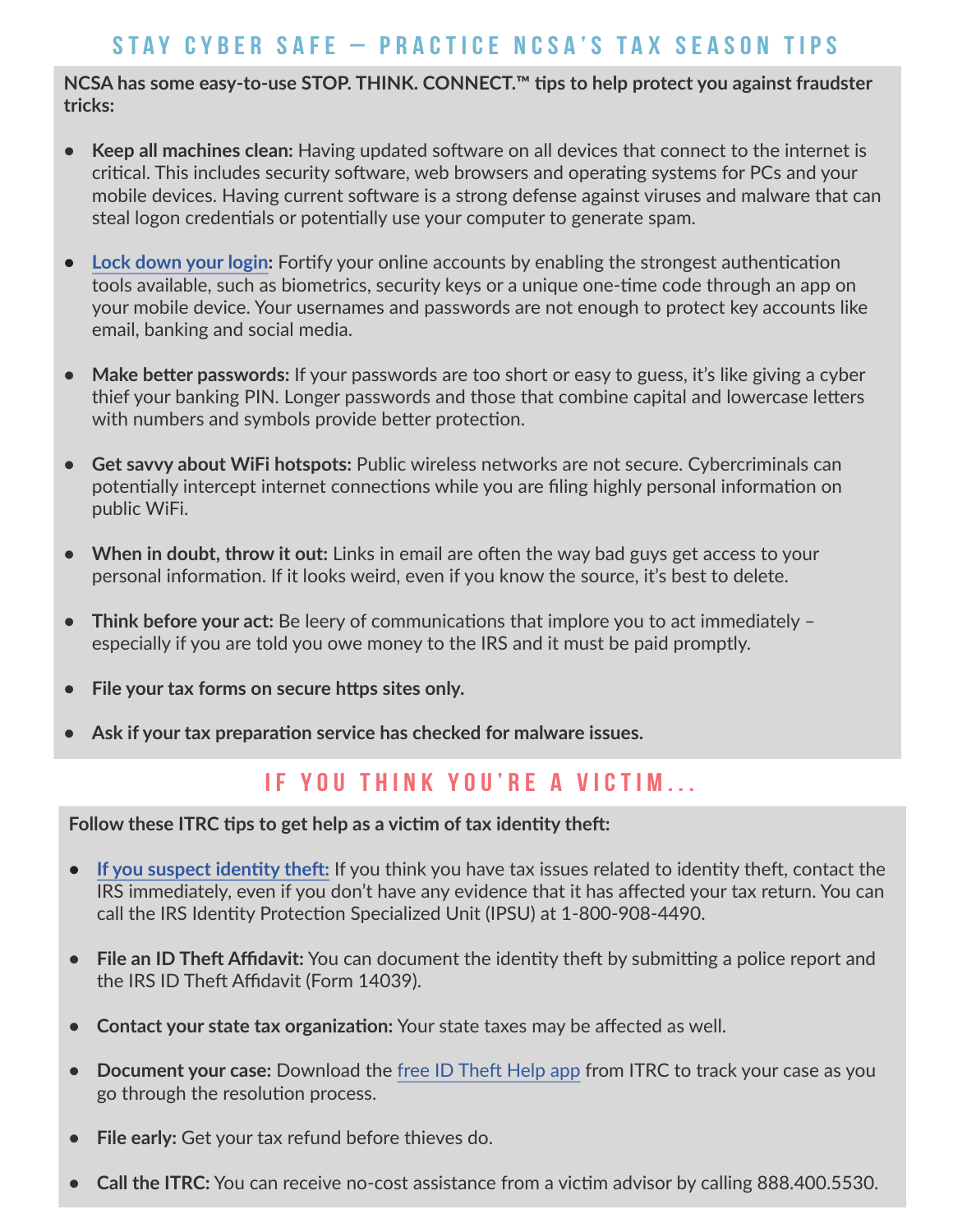## STAY CYBER SAFE – PRACTICE NCSA'S TAX SEASON TIPS

**NCSA has some easy-to-use STOP. THINK. CONNECT.™ tips to help protect you against fraudster tricks:**

- **Keep all machines clean:** Having updated software on all devices that connect to the internet is critical. This includes security software, web browsers and operating systems for PCs and your mobile devices. Having current software is a strong defense against viruses and malware that can steal logon credentials or potentially use your computer to generate spam.
- **Lock down your login:** Fortify your online accounts by enabling the strongest authentication tools available, such as biometrics, security keys or a unique one-time code through an app on your mobile device. Your usernames and passwords are not enough to protect key accounts like email, banking and social media.
- **Make better passwords:** If your passwords are too short or easy to guess, it's like giving a cyber thief your banking PIN. Longer passwords and those that combine capital and lowercase letters with numbers and symbols provide better protection.
- **Get savvy about WiFi hotspots:** Public wireless networks are not secure. Cybercriminals can potentially intercept internet connections while you are filing highly personal information on public WiFi.
- **When in doubt, throw it out:** Links in email are often the way bad guys get access to your personal information. If it looks weird, even if you know the source, it's best to delete.
- **Think before your act:** Be leery of communications that implore you to act immediately – especially if you are told you owe money to the IRS and it must be paid promptly.
- **File your tax forms on secure https sites only.**
- **Ask if your tax preparation service has checked for malware issues.**

## IF YOU THINK YOU'RE A VICTIM...

**Follow these ITRC tips to get help as a victim of tax identity theft:**

- **If you suspect identity theft:** If you think you have tax issues related to identity theft, contact the IRS immediately, even if you don't have any evidence that it has affected your tax return. You can call the IRS Identity Protection Specialized Unit (IPSU) at 1-800-908-4490.
- **File an ID Theft Affidavit:** You can document the identity theft by submitting a police report and the IRS ID Theft Affidavit (Form 14039).
- **Contact your state tax organization:** Your state taxes may be affected as well.
- **Document your case:** Download the free ID Theft Help app from ITRC to track your case as you go through the resolution process.
- **File early:** Get your tax refund before thieves do.
- **Call the ITRC:** You can receive no-cost assistance from a victim advisor by calling 888.400.5530.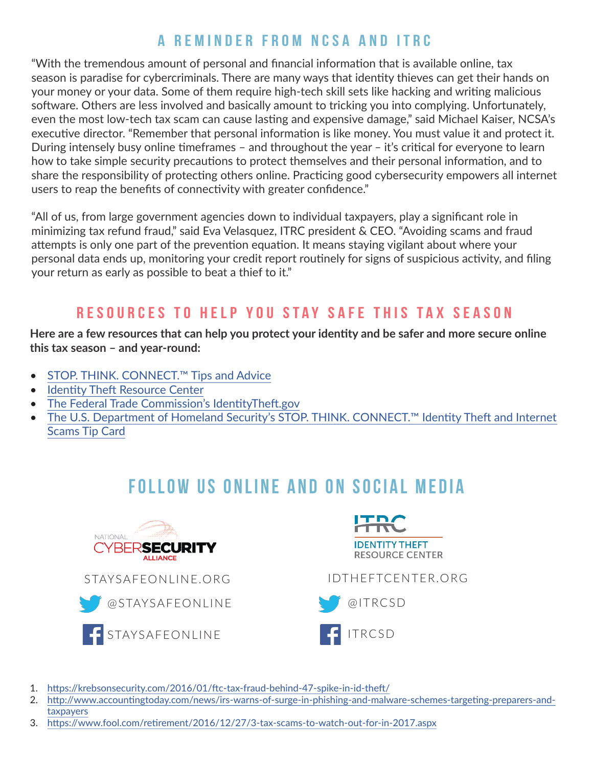## A REMINDER FROM NCSA AND ITRC

"With the tremendous amount of personal and financial information that is available online, tax season is paradise for cybercriminals. There are many ways that identity thieves can get their hands on your money or your data. Some of them require high-tech skill sets like hacking and writing malicious software. Others are less involved and basically amount to tricking you into complying. Unfortunately, even the most low-tech tax scam can cause lasting and expensive damage," said Michael Kaiser, NCSA's executive director. "Remember that personal information is like money. You must value it and protect it. During intensely busy online timeframes – and throughout the year – it's critical for everyone to learn how to take simple security precautions to protect themselves and their personal information, and to share the responsibility of protecting others online. Practicing good cybersecurity empowers all internet users to reap the benefits of connectivity with greater confidence."

"All of us, from large government agencies down to individual taxpayers, play a significant role in minimizing tax refund fraud," said Eva Velasquez, ITRC president & CEO. "Avoiding scams and fraud attempts is only one part of the prevention equation. It means staying vigilant about where your personal data ends up, monitoring your credit report routinely for signs of suspicious activity, and filing your return as early as possible to beat a thief to it."

## RESOURCES TO HELP YOU STAY SAFE THIS TAX SEASON

**Here are a few resources that can help you protect your identity and be safer and more secure online this tax season – and year-round:**

- STOP. THINK. CONNECT.™ Tips and Advice
- Identity Theft Resource Center
- The Federal Trade Commission's IdentityTheft.gov
- The U.S. Department of Homeland Security's STOP. THINK. CONNECT.™ Identity Theft and Internet Scams Tip Card

## FOLLOW US ONLINE AND ON SOCIAL MEDIA

NATIONAL CYBERSECURITY ALLIANCE

STAYSAFEONLINE.ORG

@STAYSAFEONLINE

STAYSAFEONLINE

ITRC IDENTITY THEFT RESOURCE CENTER

IDTHEFTCENTER.ORG

@ITRCSD

ITRCSD

1. https://krebsonsecurity.com/2016/01/ftc-tax-fraud-behind-47-spike-in-id-theft/
2. http://www.accountingtoday.com/news/irs-warns-of-surge-in-phishing-and-malware-schemes-targeting-preparers-and-taxpayers
3. https://www.fool.com/retirement/2016/12/27/3-tax-scams-to-watch-out-for-in-2017.aspx